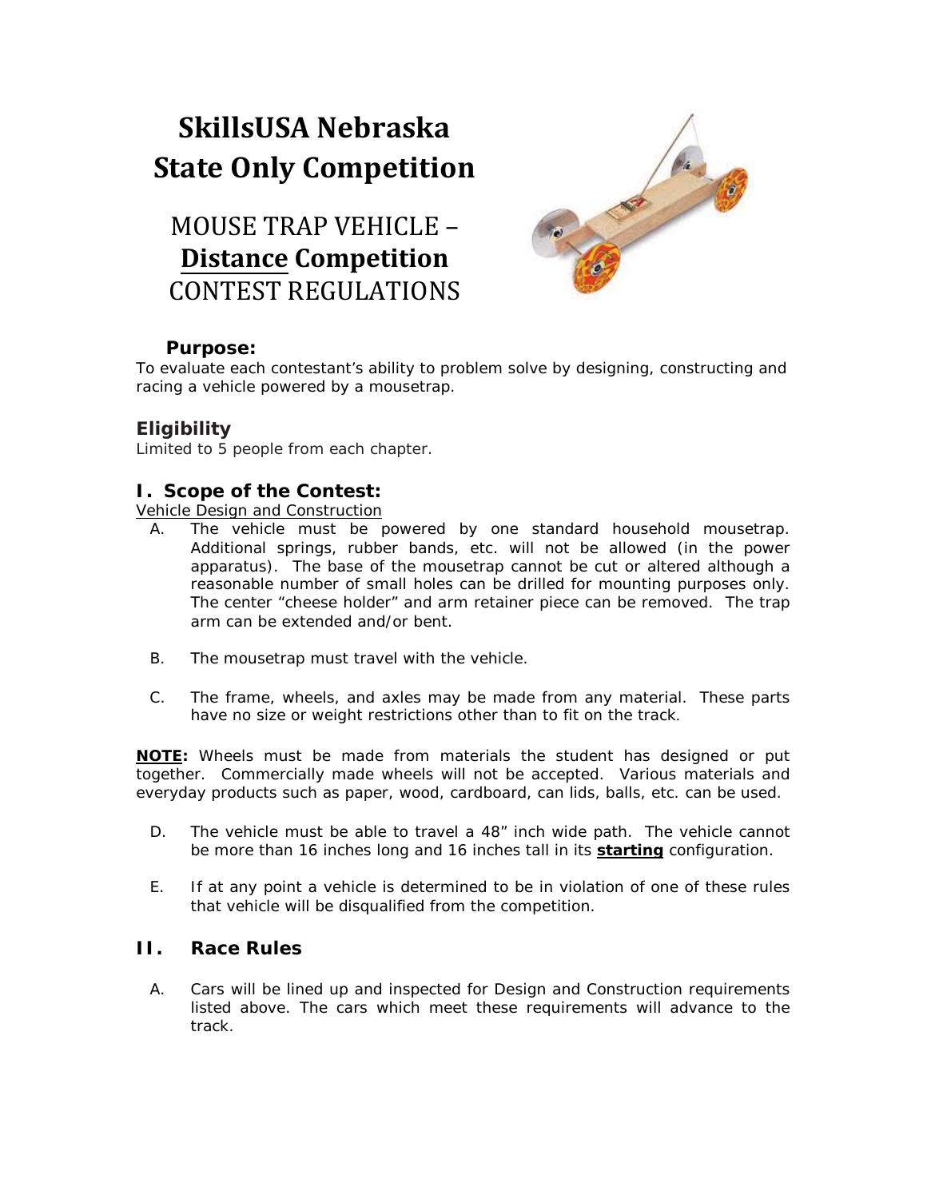# SkillsUSA Nebraska State Only Competition

## MOUSE TRAP VEHICLE – <u>**Distance**</u> Competition CONTEST REGULATIONS

### Purpose:

To evaluate each contestant's ability to problem solve by designing, constructing and racing a vehicle powered by a mousetrap.

### Eligibility

Limited to 5 people from each chapter.

## I. Scope of the Contest:

<u>Vehicle Design and Construction</u>

A. The vehicle must be powered by one standard household mousetrap. Additional springs, rubber bands, etc. will not be allowed (in the power apparatus). The base of the mousetrap cannot be cut or altered although a reasonable number of small holes can be drilled for mounting purposes only. The center "cheese holder" and arm retainer piece can be removed. The trap arm can be extended and/or bent.

B. The mousetrap must travel with the vehicle.

C. The frame, wheels, and axles may be made from any material. These parts have no size or weight restrictions other than to fit on the track.

<u>**NOTE**</u>**:** Wheels must be made from materials the student has designed or put together. Commercially made wheels will not be accepted. Various materials and everyday products such as paper, wood, cardboard, can lids, balls, etc. can be used.

D. The vehicle must be able to travel a 48" inch wide path. The vehicle cannot be more than 16 inches long and 16 inches tall in its <u>**starting**</u> configuration.

E. If at any point a vehicle is determined to be in violation of one of these rules that vehicle will be disqualified from the competition.

## II. Race Rules

A. Cars will be lined up and inspected for Design and Construction requirements listed above. The cars which meet these requirements will advance to the track.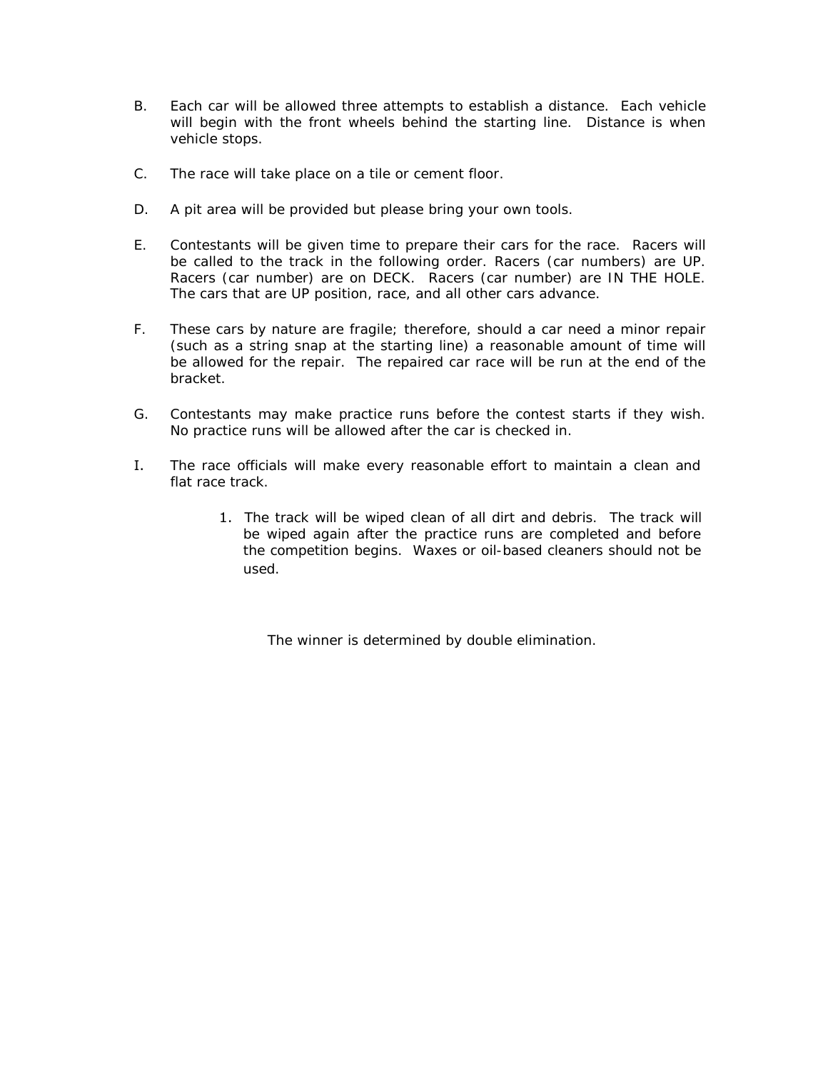B. Each car will be allowed three attempts to establish a distance. Each vehicle will begin with the front wheels behind the starting line. Distance is when vehicle stops.

C. The race will take place on a tile or cement floor.

D. A pit area will be provided but please bring your own tools.

E. Contestants will be given time to prepare their cars for the race. Racers will be called to the track in the following order. Racers (car numbers) are UP. Racers (car number) are on DECK. Racers (car number) are IN THE HOLE. The cars that are UP position, race, and all other cars advance.

F. These cars by nature are fragile; therefore, should a car need a minor repair (such as a string snap at the starting line) a reasonable amount of time will be allowed for the repair. The repaired car race will be run at the end of the bracket.

G. Contestants may make practice runs before the contest starts if they wish. No practice runs will be allowed after the car is checked in.

I. The race officials will make every reasonable effort to maintain a clean and flat race track.

   1. The track will be wiped clean of all dirt and debris. The track will be wiped again after the practice runs are completed and before the competition begins. Waxes or oil-based cleaners should not be used.

The winner is determined by double elimination.